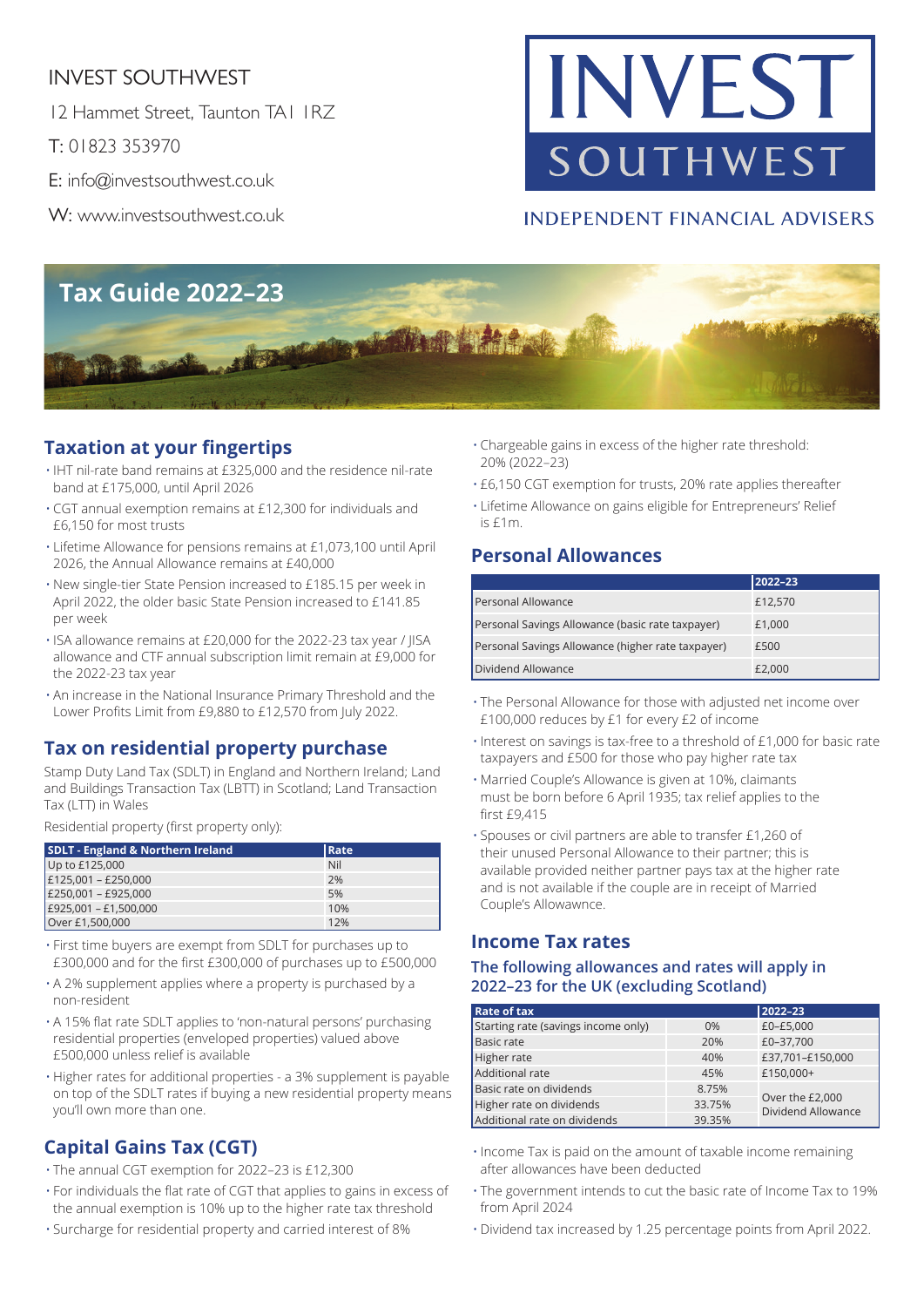INVEST SOUTHWEST

12 Hammet Street, Taunton TA1 1RZ

T: 01823 353970

E: info@investsouthwest.co.uk

W: www.investsouthwest.co.uk

INVEST SOUTHWEST

INDEPENDENT FINANCIAL ADVISERS

# Tax Guide 2022–23

## Taxation at your fingertips

- IHT nil-rate band remains at £325,000 and the residence nil-rate band at £175,000, until April 2026
- CGT annual exemption remains at £12,300 for individuals and £6,150 for most trusts
- Lifetime Allowance for pensions remains at £1,073,100 until April 2026, the Annual Allowance remains at £40,000
- New single-tier State Pension increased to £185.15 per week in April 2022, the older basic State Pension increased to £141.85 per week
- ISA allowance remains at £20,000 for the 2022-23 tax year / JISA allowance and CTF annual subscription limit remain at £9,000 for the 2022-23 tax year
- An increase in the National Insurance Primary Threshold and the Lower Profits Limit from £9,880 to £12,570 from July 2022.

## Tax on residential property purchase

Stamp Duty Land Tax (SDLT) in England and Northern Ireland; Land and Buildings Transaction Tax (LBTT) in Scotland; Land Transaction Tax (LTT) in Wales

Residential property (first property only):

| SDLT - England & Northern Ireland | Rate |
|---|---|
| Up to £125,000 | Nil |
| £125,001 – £250,000 | 2% |
| £250,001 – £925,000 | 5% |
| £925,001 – £1,500,000 | 10% |
| Over £1,500,000 | 12% |

- First time buyers are exempt from SDLT for purchases up to £300,000 and for the first £300,000 of purchases up to £500,000
- A 2% supplement applies where a property is purchased by a non-resident
- A 15% flat rate SDLT applies to 'non-natural persons' purchasing residential properties (enveloped properties) valued above £500,000 unless relief is available
- Higher rates for additional properties - a 3% supplement is payable on top of the SDLT rates if buying a new residential property means you'll own more than one.

## Capital Gains Tax (CGT)

- The annual CGT exemption for 2022–23 is £12,300
- For individuals the flat rate of CGT that applies to gains in excess of the annual exemption is 10% up to the higher rate tax threshold
- Surcharge for residential property and carried interest of 8%
- Chargeable gains in excess of the higher rate threshold: 20% (2022–23)
- £6,150 CGT exemption for trusts, 20% rate applies thereafter
- Lifetime Allowance on gains eligible for Entrepreneurs' Relief is £1m.

## Personal Allowances

| | 2022–23 |
|---|---|
| Personal Allowance | £12,570 |
| Personal Savings Allowance (basic rate taxpayer) | £1,000 |
| Personal Savings Allowance (higher rate taxpayer) | £500 |
| Dividend Allowance | £2,000 |

- The Personal Allowance for those with adjusted net income over £100,000 reduces by £1 for every £2 of income
- Interest on savings is tax-free to a threshold of £1,000 for basic rate taxpayers and £500 for those who pay higher rate tax
- Married Couple's Allowance is given at 10%, claimants must be born before 6 April 1935; tax relief applies to the first £9,415
- Spouses or civil partners are able to transfer £1,260 of their unused Personal Allowance to their partner; this is available provided neither partner pays tax at the higher rate and is not available if the couple are in receipt of Married Couple's Allowawnce.

## Income Tax rates

### The following allowances and rates will apply in 2022–23 for the UK (excluding Scotland)

| Rate of tax | | 2022–23 |
|---|---|---|
| Starting rate (savings income only) | 0% | £0–£5,000 |
| Basic rate | 20% | £0–37,700 |
| Higher rate | 40% | £37,701–£150,000 |
| Additional rate | 45% | £150,000+ |
| Basic rate on dividends | 8.75% | Over the £2,000 Dividend Allowance |
| Higher rate on dividends | 33.75% | |
| Additional rate on dividends | 39.35% | |

- Income Tax is paid on the amount of taxable income remaining after allowances have been deducted
- The government intends to cut the basic rate of Income Tax to 19% from April 2024
- Dividend tax increased by 1.25 percentage points from April 2022.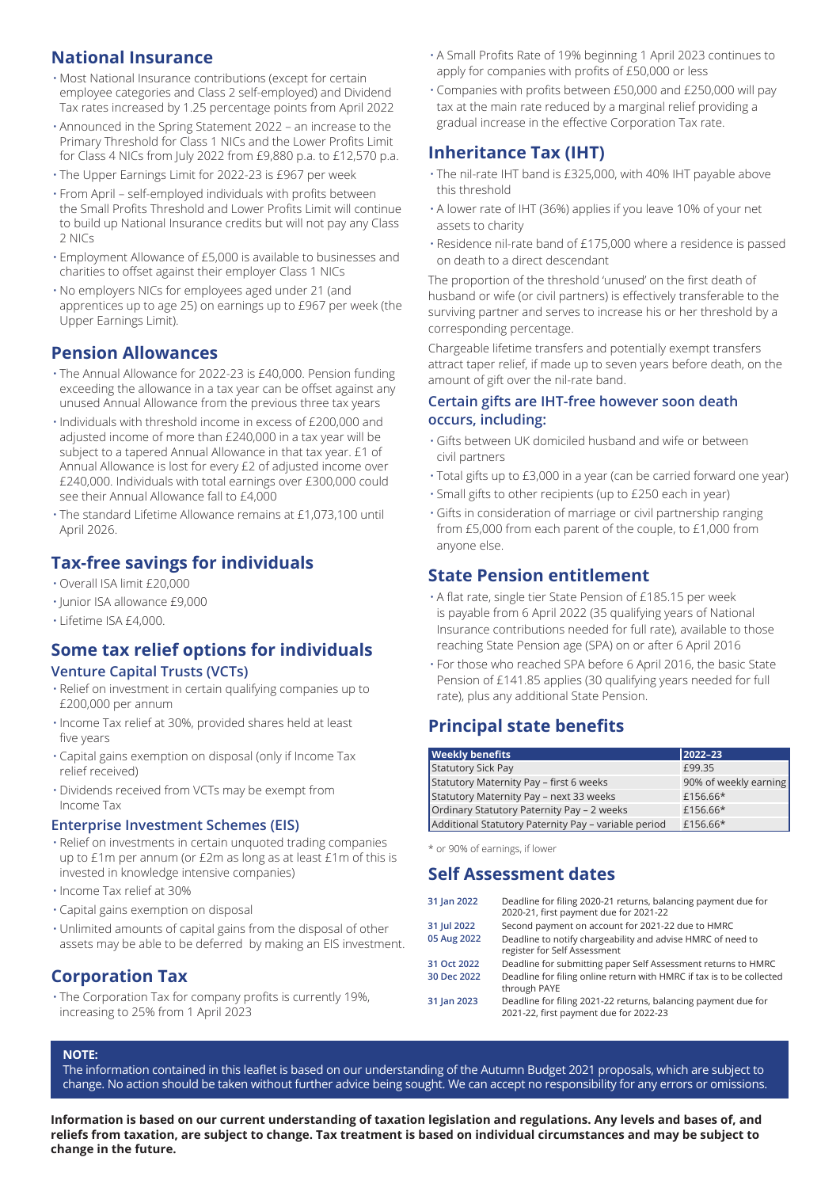## National Insurance

- Most National Insurance contributions (except for certain employee categories and Class 2 self-employed) and Dividend Tax rates increased by 1.25 percentage points from April 2022
- Announced in the Spring Statement 2022 – an increase to the Primary Threshold for Class 1 NICs and the Lower Profits Limit for Class 4 NICs from July 2022 from £9,880 p.a. to £12,570 p.a.
- The Upper Earnings Limit for 2022-23 is £967 per week
- From April – self-employed individuals with profits between the Small Profits Threshold and Lower Profits Limit will continue to build up National Insurance credits but will not pay any Class 2 NICs
- Employment Allowance of £5,000 is available to businesses and charities to offset against their employer Class 1 NICs
- No employers NICs for employees aged under 21 (and apprentices up to age 25) on earnings up to £967 per week (the Upper Earnings Limit).

## Pension Allowances

- The Annual Allowance for 2022-23 is £40,000. Pension funding exceeding the allowance in a tax year can be offset against any unused Annual Allowance from the previous three tax years
- Individuals with threshold income in excess of £200,000 and adjusted income of more than £240,000 in a tax year will be subject to a tapered Annual Allowance in that tax year. £1 of Annual Allowance is lost for every £2 of adjusted income over £240,000. Individuals with total earnings over £300,000 could see their Annual Allowance fall to £4,000
- The standard Lifetime Allowance remains at £1,073,100 until April 2026.

## Tax-free savings for individuals

- Overall ISA limit £20,000
- Junior ISA allowance £9,000
- Lifetime ISA £4,000.

## Some tax relief options for individuals

### Venture Capital Trusts (VCTs)

- Relief on investment in certain qualifying companies up to £200,000 per annum
- Income Tax relief at 30%, provided shares held at least five years
- Capital gains exemption on disposal (only if Income Tax relief received)
- Dividends received from VCTs may be exempt from Income Tax

### Enterprise Investment Schemes (EIS)

- Relief on investments in certain unquoted trading companies up to £1m per annum (or £2m as long as at least £1m of this is invested in knowledge intensive companies)
- Income Tax relief at 30%
- Capital gains exemption on disposal
- Unlimited amounts of capital gains from the disposal of other assets may be able to be deferred by making an EIS investment.

## Corporation Tax

- The Corporation Tax for company profits is currently 19%, increasing to 25% from 1 April 2023
- A Small Profits Rate of 19% beginning 1 April 2023 continues to apply for companies with profits of £50,000 or less
- Companies with profits between £50,000 and £250,000 will pay tax at the main rate reduced by a marginal relief providing a gradual increase in the effective Corporation Tax rate.

## Inheritance Tax (IHT)

- The nil-rate IHT band is £325,000, with 40% IHT payable above this threshold
- A lower rate of IHT (36%) applies if you leave 10% of your net assets to charity
- Residence nil-rate band of £175,000 where a residence is passed on death to a direct descendant

The proportion of the threshold 'unused' on the first death of husband or wife (or civil partners) is effectively transferable to the surviving partner and serves to increase his or her threshold by a corresponding percentage.

Chargeable lifetime transfers and potentially exempt transfers attract taper relief, if made up to seven years before death, on the amount of gift over the nil-rate band.

### Certain gifts are IHT-free however soon death occurs, including:

- Gifts between UK domiciled husband and wife or between civil partners
- Total gifts up to £3,000 in a year (can be carried forward one year)
- Small gifts to other recipients (up to £250 each in year)
- Gifts in consideration of marriage or civil partnership ranging from £5,000 from each parent of the couple, to £1,000 from anyone else.

## State Pension entitlement

- A flat rate, single tier State Pension of £185.15 per week is payable from 6 April 2022 (35 qualifying years of National Insurance contributions needed for full rate), available to those reaching State Pension age (SPA) on or after 6 April 2016
- For those who reached SPA before 6 April 2016, the basic State Pension of £141.85 applies (30 qualifying years needed for full rate), plus any additional State Pension.

## Principal state benefits

| Weekly benefits | 2022–23 |
|---|---|
| Statutory Sick Pay | £99.35 |
| Statutory Maternity Pay – first 6 weeks | 90% of weekly earning |
| Statutory Maternity Pay – next 33 weeks | £156.66* |
| Ordinary Statutory Paternity Pay – 2 weeks | £156.66* |
| Additional Statutory Paternity Pay – variable period | £156.66* |

\* or 90% of earnings, if lower

## Self Assessment dates

| | |
|---|---|
| 31 Jan 2022 | Deadline for filing 2020-21 returns, balancing payment due for 2020-21, first payment due for 2021-22 |
| 31 Jul 2022 | Second payment on account for 2021-22 due to HMRC |
| 05 Aug 2022 | Deadline to notify chargeability and advise HMRC of need to register for Self Assessment |
| 31 Oct 2022 | Deadline for submitting paper Self Assessment returns to HMRC |
| 30 Dec 2022 | Deadline for filing online return with HMRC if tax is to be collected through PAYE |
| 31 Jan 2023 | Deadline for filing 2021-22 returns, balancing payment due for 2021-22, first payment due for 2022-23 |

**NOTE:**
The information contained in this leaflet is based on our understanding of the Autumn Budget 2021 proposals, which are subject to change. No action should be taken without further advice being sought. We can accept no responsibility for any errors or omissions.

**Information is based on our current understanding of taxation legislation and regulations. Any levels and bases of, and reliefs from taxation, are subject to change. Tax treatment is based on individual circumstances and may be subject to change in the future.**